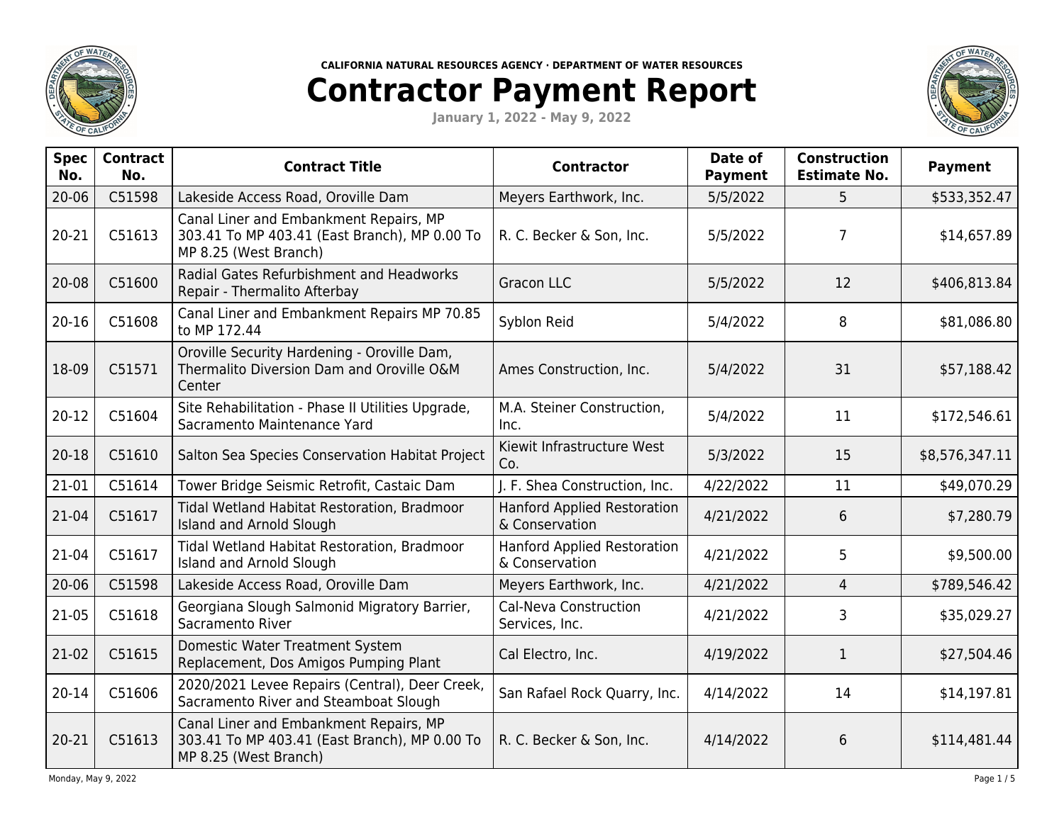CALIFORNIA NATURAL RESOURCES AGENCY · DEPARTMENT OF WATER RESOURCES

# Contractor Payment Report

**January 1, 2022 - May 9, 2022**

| Spec No. | Contract No. | Contract Title | Contractor | Date of Payment | Construction Estimate No. | Payment |
|---|---|---|---|---|---|---|
| 20-06 | C51598 | Lakeside Access Road, Oroville Dam | Meyers Earthwork, Inc. | 5/5/2022 | 5 | $533,352.47 |
| 20-21 | C51613 | Canal Liner and Embankment Repairs, MP 303.41 To MP 403.41 (East Branch), MP 0.00 To MP 8.25 (West Branch) | R. C. Becker & Son, Inc. | 5/5/2022 | 7 | $14,657.89 |
| 20-08 | C51600 | Radial Gates Refurbishment and Headworks Repair - Thermalito Afterbay | Gracon LLC | 5/5/2022 | 12 | $406,813.84 |
| 20-16 | C51608 | Canal Liner and Embankment Repairs MP 70.85 to MP 172.44 | Syblon Reid | 5/4/2022 | 8 | $81,086.80 |
| 18-09 | C51571 | Oroville Security Hardening - Oroville Dam, Thermalito Diversion Dam and Oroville O&M Center | Ames Construction, Inc. | 5/4/2022 | 31 | $57,188.42 |
| 20-12 | C51604 | Site Rehabilitation - Phase II Utilities Upgrade, Sacramento Maintenance Yard | M.A. Steiner Construction, Inc. | 5/4/2022 | 11 | $172,546.61 |
| 20-18 | C51610 | Salton Sea Species Conservation Habitat Project | Kiewit Infrastructure West Co. | 5/3/2022 | 15 | $8,576,347.11 |
| 21-01 | C51614 | Tower Bridge Seismic Retrofit, Castaic Dam | J. F. Shea Construction, Inc. | 4/22/2022 | 11 | $49,070.29 |
| 21-04 | C51617 | Tidal Wetland Habitat Restoration, Bradmoor Island and Arnold Slough | Hanford Applied Restoration & Conservation | 4/21/2022 | 6 | $7,280.79 |
| 21-04 | C51617 | Tidal Wetland Habitat Restoration, Bradmoor Island and Arnold Slough | Hanford Applied Restoration & Conservation | 4/21/2022 | 5 | $9,500.00 |
| 20-06 | C51598 | Lakeside Access Road, Oroville Dam | Meyers Earthwork, Inc. | 4/21/2022 | 4 | $789,546.42 |
| 21-05 | C51618 | Georgiana Slough Salmonid Migratory Barrier, Sacramento River | Cal-Neva Construction Services, Inc. | 4/21/2022 | 3 | $35,029.27 |
| 21-02 | C51615 | Domestic Water Treatment System Replacement, Dos Amigos Pumping Plant | Cal Electro, Inc. | 4/19/2022 | 1 | $27,504.46 |
| 20-14 | C51606 | 2020/2021 Levee Repairs (Central), Deer Creek, Sacramento River and Steamboat Slough | San Rafael Rock Quarry, Inc. | 4/14/2022 | 14 | $14,197.81 |
| 20-21 | C51613 | Canal Liner and Embankment Repairs, MP 303.41 To MP 403.41 (East Branch), MP 0.00 To MP 8.25 (West Branch) | R. C. Becker & Son, Inc. | 4/14/2022 | 6 | $114,481.44 |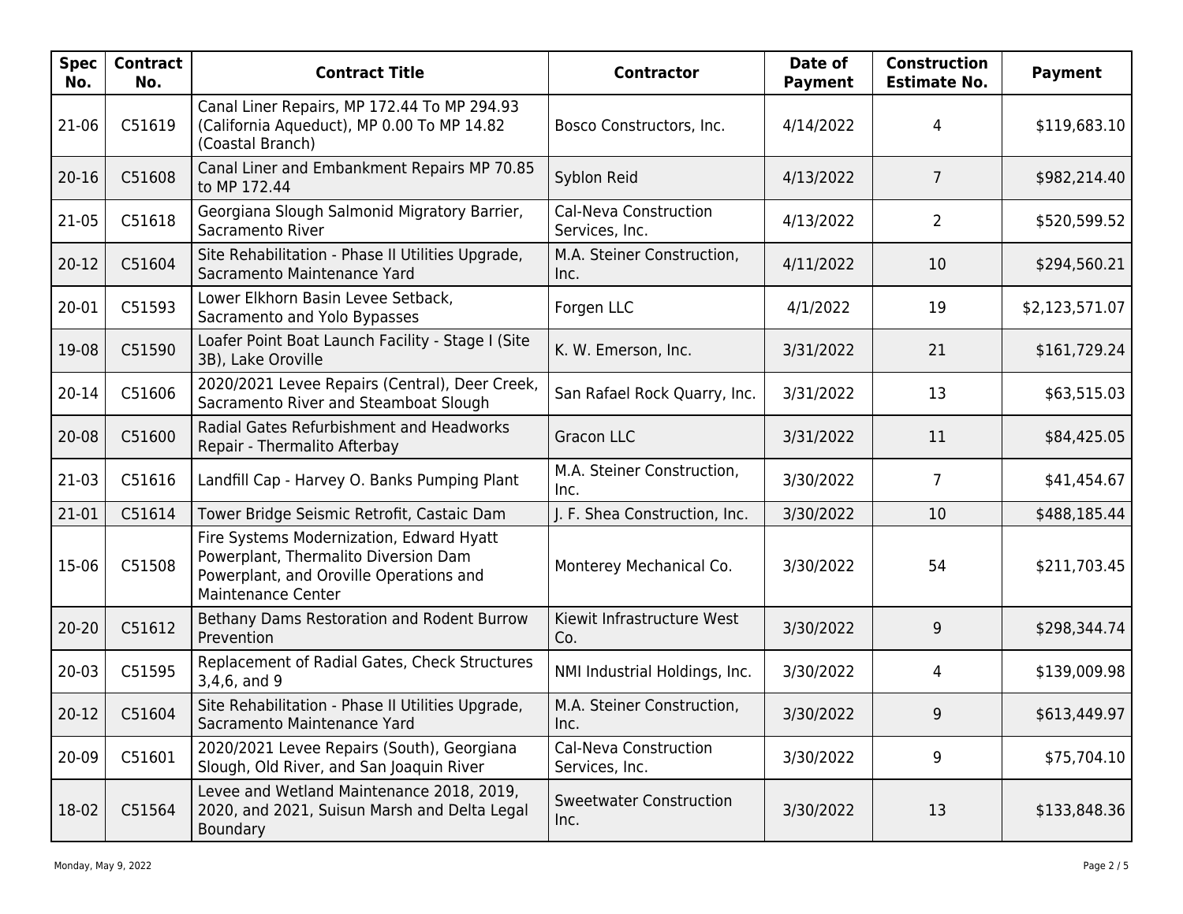| Spec No. | Contract No. | Contract Title | Contractor | Date of Payment | Construction Estimate No. | Payment |
|---|---|---|---|---|---|---|
| 21-06 | C51619 | Canal Liner Repairs, MP 172.44 To MP 294.93 (California Aqueduct), MP 0.00 To MP 14.82 (Coastal Branch) | Bosco Constructors, Inc. | 4/14/2022 | 4 | $119,683.10 |
| 20-16 | C51608 | Canal Liner and Embankment Repairs MP 70.85 to MP 172.44 | Syblon Reid | 4/13/2022 | 7 | $982,214.40 |
| 21-05 | C51618 | Georgiana Slough Salmonid Migratory Barrier, Sacramento River | Cal-Neva Construction Services, Inc. | 4/13/2022 | 2 | $520,599.52 |
| 20-12 | C51604 | Site Rehabilitation - Phase II Utilities Upgrade, Sacramento Maintenance Yard | M.A. Steiner Construction, Inc. | 4/11/2022 | 10 | $294,560.21 |
| 20-01 | C51593 | Lower Elkhorn Basin Levee Setback, Sacramento and Yolo Bypasses | Forgen LLC | 4/1/2022 | 19 | $2,123,571.07 |
| 19-08 | C51590 | Loafer Point Boat Launch Facility - Stage I (Site 3B), Lake Oroville | K. W. Emerson, Inc. | 3/31/2022 | 21 | $161,729.24 |
| 20-14 | C51606 | 2020/2021 Levee Repairs (Central), Deer Creek, Sacramento River and Steamboat Slough | San Rafael Rock Quarry, Inc. | 3/31/2022 | 13 | $63,515.03 |
| 20-08 | C51600 | Radial Gates Refurbishment and Headworks Repair - Thermalito Afterbay | Gracon LLC | 3/31/2022 | 11 | $84,425.05 |
| 21-03 | C51616 | Landfill Cap - Harvey O. Banks Pumping Plant | M.A. Steiner Construction, Inc. | 3/30/2022 | 7 | $41,454.67 |
| 21-01 | C51614 | Tower Bridge Seismic Retrofit, Castaic Dam | J. F. Shea Construction, Inc. | 3/30/2022 | 10 | $488,185.44 |
| 15-06 | C51508 | Fire Systems Modernization, Edward Hyatt Powerplant, Thermalito Diversion Dam Powerplant, and Oroville Operations and Maintenance Center | Monterey Mechanical Co. | 3/30/2022 | 54 | $211,703.45 |
| 20-20 | C51612 | Bethany Dams Restoration and Rodent Burrow Prevention | Kiewit Infrastructure West Co. | 3/30/2022 | 9 | $298,344.74 |
| 20-03 | C51595 | Replacement of Radial Gates, Check Structures 3,4,6, and 9 | NMI Industrial Holdings, Inc. | 3/30/2022 | 4 | $139,009.98 |
| 20-12 | C51604 | Site Rehabilitation - Phase II Utilities Upgrade, Sacramento Maintenance Yard | M.A. Steiner Construction, Inc. | 3/30/2022 | 9 | $613,449.97 |
| 20-09 | C51601 | 2020/2021 Levee Repairs (South), Georgiana Slough, Old River, and San Joaquin River | Cal-Neva Construction Services, Inc. | 3/30/2022 | 9 | $75,704.10 |
| 18-02 | C51564 | Levee and Wetland Maintenance 2018, 2019, 2020, and 2021, Suisun Marsh and Delta Legal Boundary | Sweetwater Construction Inc. | 3/30/2022 | 13 | $133,848.36 |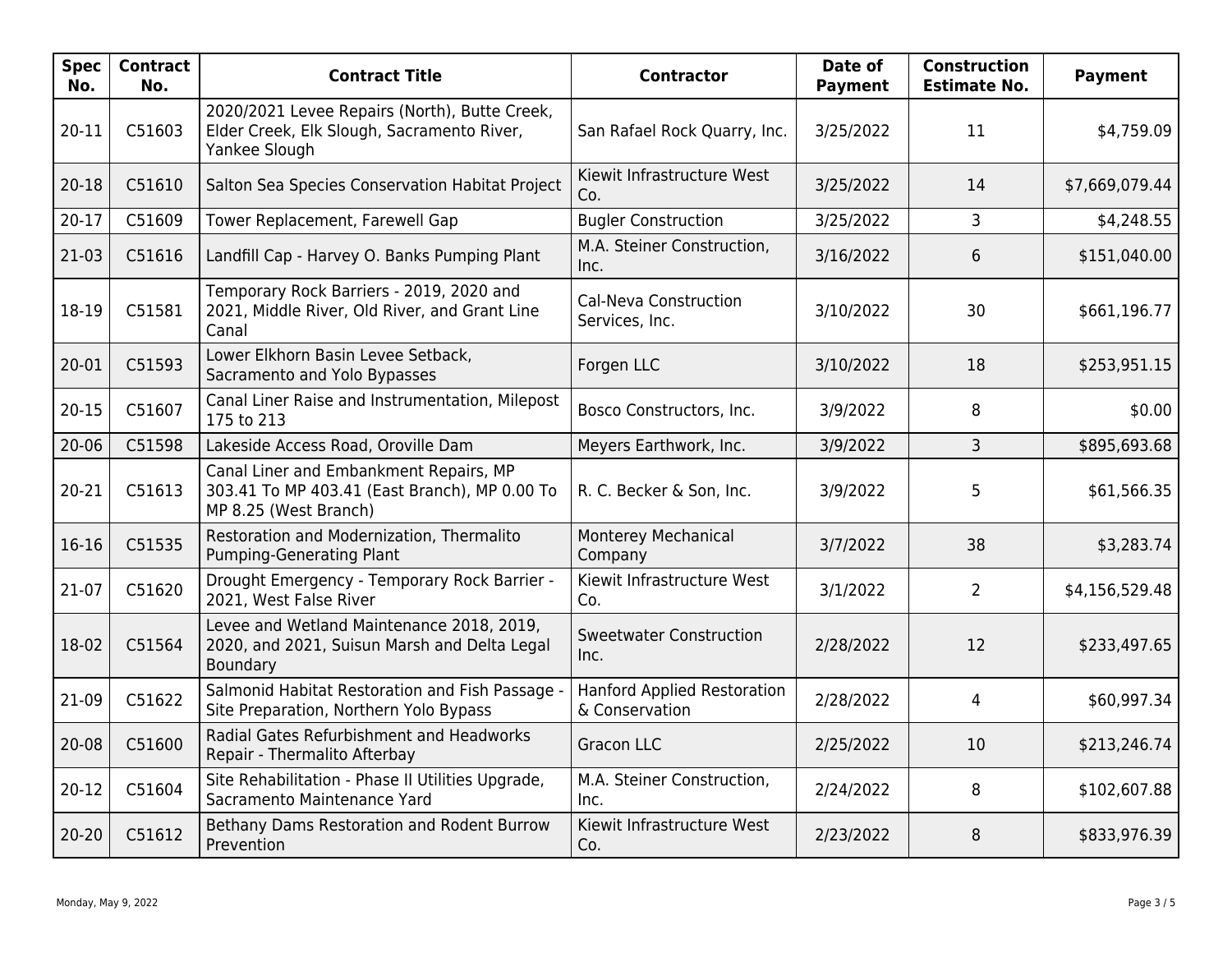| Spec No. | Contract No. | Contract Title | Contractor | Date of Payment | Construction Estimate No. | Payment |
|---|---|---|---|---|---|---|
| 20-11 | C51603 | 2020/2021 Levee Repairs (North), Butte Creek, Elder Creek, Elk Slough, Sacramento River, Yankee Slough | San Rafael Rock Quarry, Inc. | 3/25/2022 | 11 | $4,759.09 |
| 20-18 | C51610 | Salton Sea Species Conservation Habitat Project | Kiewit Infrastructure West Co. | 3/25/2022 | 14 | $7,669,079.44 |
| 20-17 | C51609 | Tower Replacement, Farewell Gap | Bugler Construction | 3/25/2022 | 3 | $4,248.55 |
| 21-03 | C51616 | Landfill Cap - Harvey O. Banks Pumping Plant | M.A. Steiner Construction, Inc. | 3/16/2022 | 6 | $151,040.00 |
| 18-19 | C51581 | Temporary Rock Barriers - 2019, 2020 and 2021, Middle River, Old River, and Grant Line Canal | Cal-Neva Construction Services, Inc. | 3/10/2022 | 30 | $661,196.77 |
| 20-01 | C51593 | Lower Elkhorn Basin Levee Setback, Sacramento and Yolo Bypasses | Forgen LLC | 3/10/2022 | 18 | $253,951.15 |
| 20-15 | C51607 | Canal Liner Raise and Instrumentation, Milepost 175 to 213 | Bosco Constructors, Inc. | 3/9/2022 | 8 | $0.00 |
| 20-06 | C51598 | Lakeside Access Road, Oroville Dam | Meyers Earthwork, Inc. | 3/9/2022 | 3 | $895,693.68 |
| 20-21 | C51613 | Canal Liner and Embankment Repairs, MP 303.41 To MP 403.41 (East Branch), MP 0.00 To MP 8.25 (West Branch) | R. C. Becker & Son, Inc. | 3/9/2022 | 5 | $61,566.35 |
| 16-16 | C51535 | Restoration and Modernization, Thermalito Pumping-Generating Plant | Monterey Mechanical Company | 3/7/2022 | 38 | $3,283.74 |
| 21-07 | C51620 | Drought Emergency - Temporary Rock Barrier - 2021, West False River | Kiewit Infrastructure West Co. | 3/1/2022 | 2 | $4,156,529.48 |
| 18-02 | C51564 | Levee and Wetland Maintenance 2018, 2019, 2020, and 2021, Suisun Marsh and Delta Legal Boundary | Sweetwater Construction Inc. | 2/28/2022 | 12 | $233,497.65 |
| 21-09 | C51622 | Salmonid Habitat Restoration and Fish Passage - Site Preparation, Northern Yolo Bypass | Hanford Applied Restoration & Conservation | 2/28/2022 | 4 | $60,997.34 |
| 20-08 | C51600 | Radial Gates Refurbishment and Headworks Repair - Thermalito Afterbay | Gracon LLC | 2/25/2022 | 10 | $213,246.74 |
| 20-12 | C51604 | Site Rehabilitation - Phase II Utilities Upgrade, Sacramento Maintenance Yard | M.A. Steiner Construction, Inc. | 2/24/2022 | 8 | $102,607.88 |
| 20-20 | C51612 | Bethany Dams Restoration and Rodent Burrow Prevention | Kiewit Infrastructure West Co. | 2/23/2022 | 8 | $833,976.39 |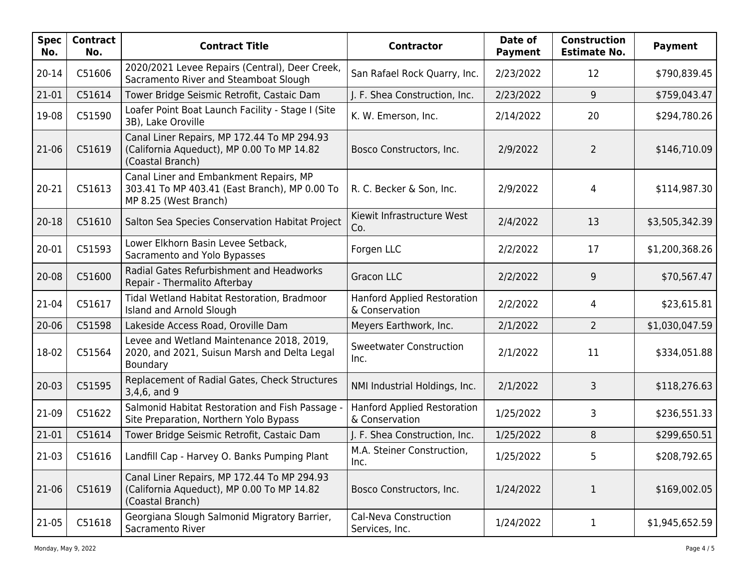| Spec No. | Contract No. | Contract Title | Contractor | Date of Payment | Construction Estimate No. | Payment |
|---|---|---|---|---|---|---|
| 20-14 | C51606 | 2020/2021 Levee Repairs (Central), Deer Creek, Sacramento River and Steamboat Slough | San Rafael Rock Quarry, Inc. | 2/23/2022 | 12 | $790,839.45 |
| 21-01 | C51614 | Tower Bridge Seismic Retrofit, Castaic Dam | J. F. Shea Construction, Inc. | 2/23/2022 | 9 | $759,043.47 |
| 19-08 | C51590 | Loafer Point Boat Launch Facility - Stage I (Site 3B), Lake Oroville | K. W. Emerson, Inc. | 2/14/2022 | 20 | $294,780.26 |
| 21-06 | C51619 | Canal Liner Repairs, MP 172.44 To MP 294.93 (California Aqueduct), MP 0.00 To MP 14.82 (Coastal Branch) | Bosco Constructors, Inc. | 2/9/2022 | 2 | $146,710.09 |
| 20-21 | C51613 | Canal Liner and Embankment Repairs, MP 303.41 To MP 403.41 (East Branch), MP 0.00 To MP 8.25 (West Branch) | R. C. Becker & Son, Inc. | 2/9/2022 | 4 | $114,987.30 |
| 20-18 | C51610 | Salton Sea Species Conservation Habitat Project | Kiewit Infrastructure West Co. | 2/4/2022 | 13 | $3,505,342.39 |
| 20-01 | C51593 | Lower Elkhorn Basin Levee Setback, Sacramento and Yolo Bypasses | Forgen LLC | 2/2/2022 | 17 | $1,200,368.26 |
| 20-08 | C51600 | Radial Gates Refurbishment and Headworks Repair - Thermalito Afterbay | Gracon LLC | 2/2/2022 | 9 | $70,567.47 |
| 21-04 | C51617 | Tidal Wetland Habitat Restoration, Bradmoor Island and Arnold Slough | Hanford Applied Restoration & Conservation | 2/2/2022 | 4 | $23,615.81 |
| 20-06 | C51598 | Lakeside Access Road, Oroville Dam | Meyers Earthwork, Inc. | 2/1/2022 | 2 | $1,030,047.59 |
| 18-02 | C51564 | Levee and Wetland Maintenance 2018, 2019, 2020, and 2021, Suisun Marsh and Delta Legal Boundary | Sweetwater Construction Inc. | 2/1/2022 | 11 | $334,051.88 |
| 20-03 | C51595 | Replacement of Radial Gates, Check Structures 3,4,6, and 9 | NMI Industrial Holdings, Inc. | 2/1/2022 | 3 | $118,276.63 |
| 21-09 | C51622 | Salmonid Habitat Restoration and Fish Passage - Site Preparation, Northern Yolo Bypass | Hanford Applied Restoration & Conservation | 1/25/2022 | 3 | $236,551.33 |
| 21-01 | C51614 | Tower Bridge Seismic Retrofit, Castaic Dam | J. F. Shea Construction, Inc. | 1/25/2022 | 8 | $299,650.51 |
| 21-03 | C51616 | Landfill Cap - Harvey O. Banks Pumping Plant | M.A. Steiner Construction, Inc. | 1/25/2022 | 5 | $208,792.65 |
| 21-06 | C51619 | Canal Liner Repairs, MP 172.44 To MP 294.93 (California Aqueduct), MP 0.00 To MP 14.82 (Coastal Branch) | Bosco Constructors, Inc. | 1/24/2022 | 1 | $169,002.05 |
| 21-05 | C51618 | Georgiana Slough Salmonid Migratory Barrier, Sacramento River | Cal-Neva Construction Services, Inc. | 1/24/2022 | 1 | $1,945,652.59 |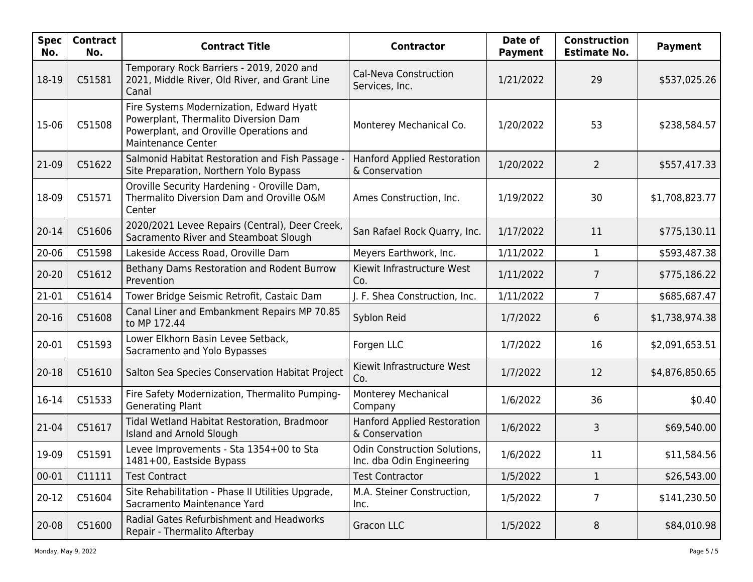| Spec No. | Contract No. | Contract Title | Contractor | Date of Payment | Construction Estimate No. | Payment |
|---|---|---|---|---|---|---|
| 18-19 | C51581 | Temporary Rock Barriers - 2019, 2020 and 2021, Middle River, Old River, and Grant Line Canal | Cal-Neva Construction Services, Inc. | 1/21/2022 | 29 | $537,025.26 |
| 15-06 | C51508 | Fire Systems Modernization, Edward Hyatt Powerplant, Thermalito Diversion Dam Powerplant, and Oroville Operations and Maintenance Center | Monterey Mechanical Co. | 1/20/2022 | 53 | $238,584.57 |
| 21-09 | C51622 | Salmonid Habitat Restoration and Fish Passage - Site Preparation, Northern Yolo Bypass | Hanford Applied Restoration & Conservation | 1/20/2022 | 2 | $557,417.33 |
| 18-09 | C51571 | Oroville Security Hardening - Oroville Dam, Thermalito Diversion Dam and Oroville O&M Center | Ames Construction, Inc. | 1/19/2022 | 30 | $1,708,823.77 |
| 20-14 | C51606 | 2020/2021 Levee Repairs (Central), Deer Creek, Sacramento River and Steamboat Slough | San Rafael Rock Quarry, Inc. | 1/17/2022 | 11 | $775,130.11 |
| 20-06 | C51598 | Lakeside Access Road, Oroville Dam | Meyers Earthwork, Inc. | 1/11/2022 | 1 | $593,487.38 |
| 20-20 | C51612 | Bethany Dams Restoration and Rodent Burrow Prevention | Kiewit Infrastructure West Co. | 1/11/2022 | 7 | $775,186.22 |
| 21-01 | C51614 | Tower Bridge Seismic Retrofit, Castaic Dam | J. F. Shea Construction, Inc. | 1/11/2022 | 7 | $685,687.47 |
| 20-16 | C51608 | Canal Liner and Embankment Repairs MP 70.85 to MP 172.44 | Syblon Reid | 1/7/2022 | 6 | $1,738,974.38 |
| 20-01 | C51593 | Lower Elkhorn Basin Levee Setback, Sacramento and Yolo Bypasses | Forgen LLC | 1/7/2022 | 16 | $2,091,653.51 |
| 20-18 | C51610 | Salton Sea Species Conservation Habitat Project | Kiewit Infrastructure West Co. | 1/7/2022 | 12 | $4,876,850.65 |
| 16-14 | C51533 | Fire Safety Modernization, Thermalito Pumping-Generating Plant | Monterey Mechanical Company | 1/6/2022 | 36 | $0.40 |
| 21-04 | C51617 | Tidal Wetland Habitat Restoration, Bradmoor Island and Arnold Slough | Hanford Applied Restoration & Conservation | 1/6/2022 | 3 | $69,540.00 |
| 19-09 | C51591 | Levee Improvements - Sta 1354+00 to Sta 1481+00, Eastside Bypass | Odin Construction Solutions, Inc. dba Odin Engineering | 1/6/2022 | 11 | $11,584.56 |
| 00-01 | C11111 | Test Contract | Test Contractor | 1/5/2022 | 1 | $26,543.00 |
| 20-12 | C51604 | Site Rehabilitation - Phase II Utilities Upgrade, Sacramento Maintenance Yard | M.A. Steiner Construction, Inc. | 1/5/2022 | 7 | $141,230.50 |
| 20-08 | C51600 | Radial Gates Refurbishment and Headworks Repair - Thermalito Afterbay | Gracon LLC | 1/5/2022 | 8 | $84,010.98 |

Monday, May 9, 2022